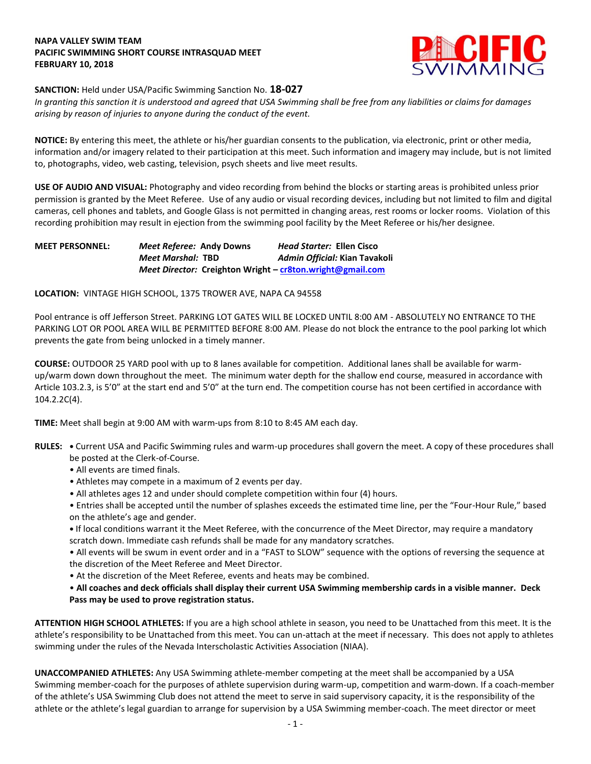**NAPA VALLEY SWIM TEAM**
**PACIFIC SWIMMING SHORT COURSE INTRASQUAD MEET**
**FEBRUARY 10, 2018**

**SANCTION:** Held under USA/Pacific Swimming Sanction No. **18-027**
*In granting this sanction it is understood and agreed that USA Swimming shall be free from any liabilities or claims for damages arising by reason of injuries to anyone during the conduct of the event.*

**NOTICE:** By entering this meet, the athlete or his/her guardian consents to the publication, via electronic, print or other media, information and/or imagery related to their participation at this meet. Such information and imagery may include, but is not limited to, photographs, video, web casting, television, psych sheets and live meet results.

**USE OF AUDIO AND VISUAL:** Photography and video recording from behind the blocks or starting areas is prohibited unless prior permission is granted by the Meet Referee. Use of any audio or visual recording devices, including but not limited to film and digital cameras, cell phones and tablets, and Google Glass is not permitted in changing areas, rest rooms or locker rooms. Violation of this recording prohibition may result in ejection from the swimming pool facility by the Meet Referee or his/her designee.

**MEET PERSONNEL:**
***Meet Referee:*** **Andy Downs** ***Head Starter:*** **Ellen Cisco**
***Meet Marshal:*** **TBD** ***Admin Official:*** **Kian Tavakoli**
***Meet Director:*** **Creighton Wright – cr8ton.wright@gmail.com**

**LOCATION:** VINTAGE HIGH SCHOOL, 1375 TROWER AVE, NAPA CA 94558

Pool entrance is off Jefferson Street. PARKING LOT GATES WILL BE LOCKED UNTIL 8:00 AM - ABSOLUTELY NO ENTRANCE TO THE PARKING LOT OR POOL AREA WILL BE PERMITTED BEFORE 8:00 AM. Please do not block the entrance to the pool parking lot which prevents the gate from being unlocked in a timely manner.

**COURSE:** OUTDOOR 25 YARD pool with up to 8 lanes available for competition. Additional lanes shall be available for warm-up/warm down down throughout the meet. The minimum water depth for the shallow end course, measured in accordance with Article 103.2.3, is 5'0" at the start end and 5'0" at the turn end. The competition course has not been certified in accordance with 104.2.2C(4).

**TIME:** Meet shall begin at 9:00 AM with warm-ups from 8:10 to 8:45 AM each day.

**RULES:**
- Current USA and Pacific Swimming rules and warm-up procedures shall govern the meet. A copy of these procedures shall be posted at the Clerk-of-Course.
- All events are timed finals.
- Athletes may compete in a maximum of 2 events per day.
- All athletes ages 12 and under should complete competition within four (4) hours.
- Entries shall be accepted until the number of splashes exceeds the estimated time line, per the "Four-Hour Rule," based on the athlete's age and gender.
- If local conditions warrant it the Meet Referee, with the concurrence of the Meet Director, may require a mandatory scratch down. Immediate cash refunds shall be made for any mandatory scratches.
- All events will be swum in event order and in a "FAST to SLOW" sequence with the options of reversing the sequence at the discretion of the Meet Referee and Meet Director.
- At the discretion of the Meet Referee, events and heats may be combined.
- **All coaches and deck officials shall display their current USA Swimming membership cards in a visible manner. Deck Pass may be used to prove registration status.**

**ATTENTION HIGH SCHOOL ATHLETES:** If you are a high school athlete in season, you need to be Unattached from this meet. It is the athlete's responsibility to be Unattached from this meet. You can un-attach at the meet if necessary. This does not apply to athletes swimming under the rules of the Nevada Interscholastic Activities Association (NIAA).

**UNACCOMPANIED ATHLETES:** Any USA Swimming athlete-member competing at the meet shall be accompanied by a USA Swimming member-coach for the purposes of athlete supervision during warm-up, competition and warm-down. If a coach-member of the athlete's USA Swimming Club does not attend the meet to serve in said supervisory capacity, it is the responsibility of the athlete or the athlete's legal guardian to arrange for supervision by a USA Swimming member-coach. The meet director or meet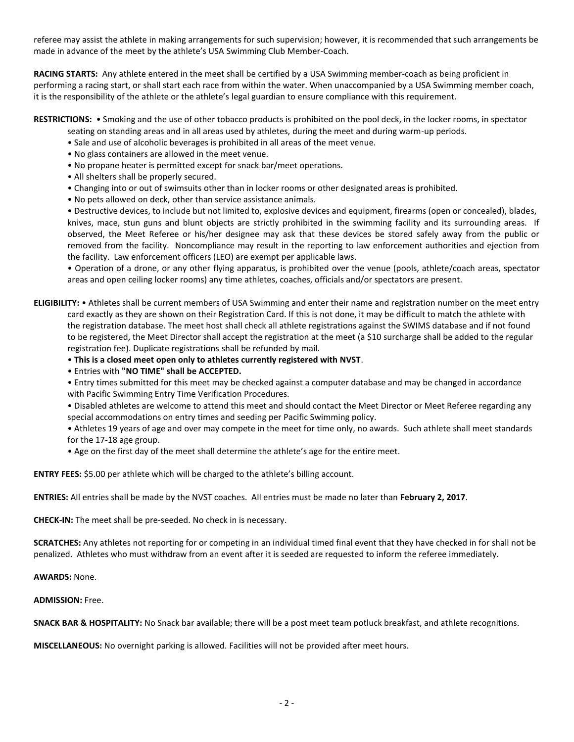referee may assist the athlete in making arrangements for such supervision; however, it is recommended that such arrangements be made in advance of the meet by the athlete's USA Swimming Club Member-Coach.

**RACING STARTS:** Any athlete entered in the meet shall be certified by a USA Swimming member-coach as being proficient in performing a racing start, or shall start each race from within the water. When unaccompanied by a USA Swimming member coach, it is the responsibility of the athlete or the athlete's legal guardian to ensure compliance with this requirement.

**RESTRICTIONS:**
- Smoking and the use of other tobacco products is prohibited on the pool deck, in the locker rooms, in spectator seating on standing areas and in all areas used by athletes, during the meet and during warm-up periods.
- Sale and use of alcoholic beverages is prohibited in all areas of the meet venue.
- No glass containers are allowed in the meet venue.
- No propane heater is permitted except for snack bar/meet operations.
- All shelters shall be properly secured.
- Changing into or out of swimsuits other than in locker rooms or other designated areas is prohibited.
- No pets allowed on deck, other than service assistance animals.
- Destructive devices, to include but not limited to, explosive devices and equipment, firearms (open or concealed), blades, knives, mace, stun guns and blunt objects are strictly prohibited in the swimming facility and its surrounding areas. If observed, the Meet Referee or his/her designee may ask that these devices be stored safely away from the public or removed from the facility. Noncompliance may result in the reporting to law enforcement authorities and ejection from the facility. Law enforcement officers (LEO) are exempt per applicable laws.
- Operation of a drone, or any other flying apparatus, is prohibited over the venue (pools, athlete/coach areas, spectator areas and open ceiling locker rooms) any time athletes, coaches, officials and/or spectators are present.

**ELIGIBILITY:**
- Athletes shall be current members of USA Swimming and enter their name and registration number on the meet entry card exactly as they are shown on their Registration Card. If this is not done, it may be difficult to match the athlete with the registration database. The meet host shall check all athlete registrations against the SWIMS database and if not found to be registered, the Meet Director shall accept the registration at the meet (a $10 surcharge shall be added to the regular registration fee). Duplicate registrations shall be refunded by mail.
- **This is a closed meet open only to athletes currently registered with NVST**.
- Entries with **"NO TIME" shall be ACCEPTED.**
- Entry times submitted for this meet may be checked against a computer database and may be changed in accordance with Pacific Swimming Entry Time Verification Procedures.
- Disabled athletes are welcome to attend this meet and should contact the Meet Director or Meet Referee regarding any special accommodations on entry times and seeding per Pacific Swimming policy.
- Athletes 19 years of age and over may compete in the meet for time only, no awards. Such athlete shall meet standards for the 17-18 age group.
- Age on the first day of the meet shall determine the athlete's age for the entire meet.

**ENTRY FEES:** $5.00 per athlete which will be charged to the athlete's billing account.

**ENTRIES:** All entries shall be made by the NVST coaches. All entries must be made no later than **February 2, 2017**.

**CHECK-IN:** The meet shall be pre-seeded. No check in is necessary.

**SCRATCHES:** Any athletes not reporting for or competing in an individual timed final event that they have checked in for shall not be penalized. Athletes who must withdraw from an event after it is seeded are requested to inform the referee immediately.

**AWARDS:** None.

**ADMISSION:** Free.

**SNACK BAR & HOSPITALITY:** No Snack bar available; there will be a post meet team potluck breakfast, and athlete recognitions.

**MISCELLANEOUS:** No overnight parking is allowed. Facilities will not be provided after meet hours.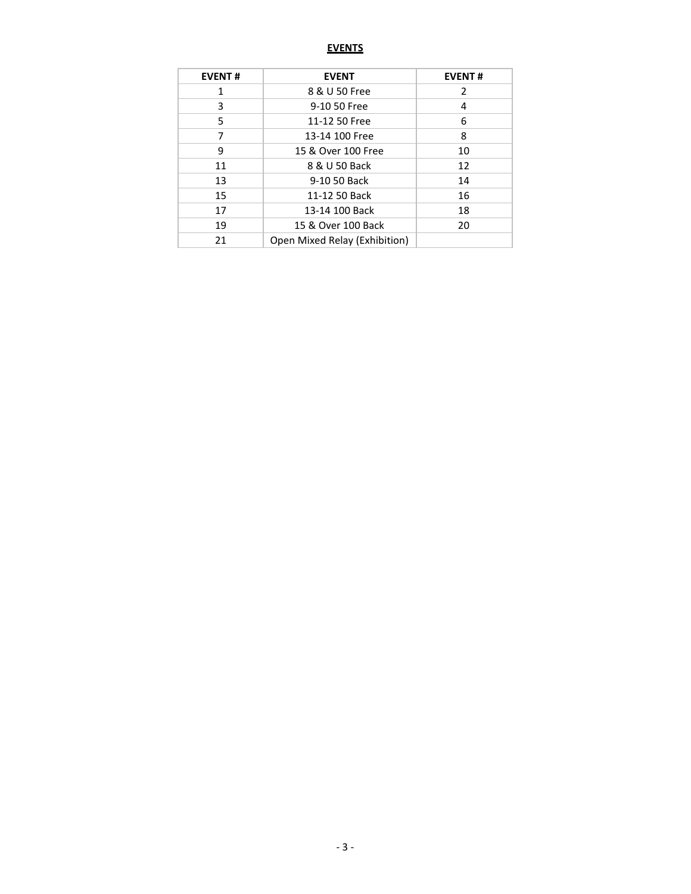**EVENTS**

| EVENT # | EVENT | EVENT # |
|---|---|---|
| 1 | 8 & U 50 Free | 2 |
| 3 | 9-10 50 Free | 4 |
| 5 | 11-12 50 Free | 6 |
| 7 | 13-14 100 Free | 8 |
| 9 | 15 & Over 100 Free | 10 |
| 11 | 8 & U 50 Back | 12 |
| 13 | 9-10 50 Back | 14 |
| 15 | 11-12 50 Back | 16 |
| 17 | 13-14 100 Back | 18 |
| 19 | 15 & Over 100 Back | 20 |
| 21 | Open Mixed Relay (Exhibition) | |